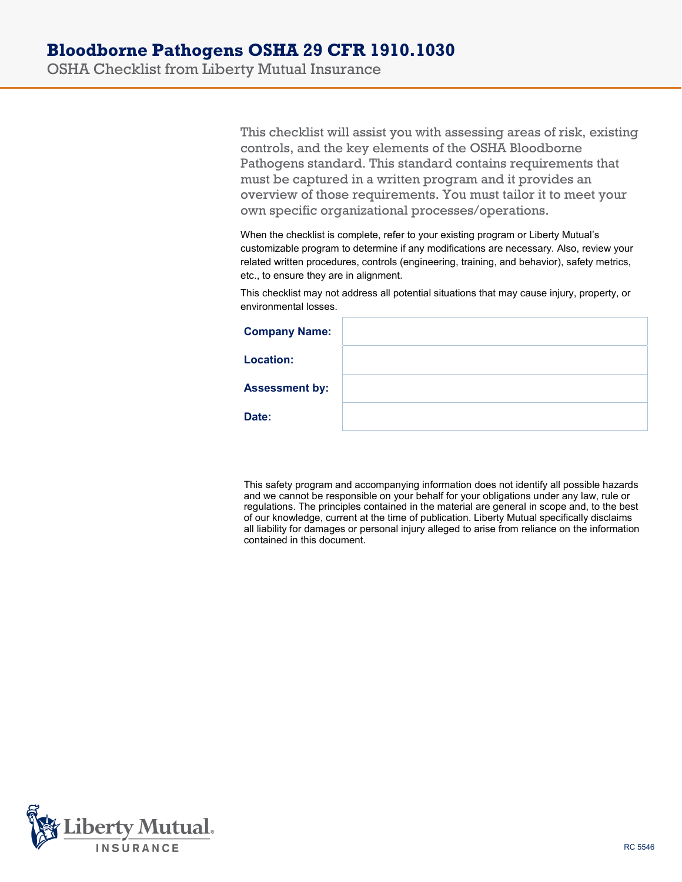# Bloodborne Pathogens OSHA 29 CFR 1910.1030

OSHA Checklist from Liberty Mutual Insurance

This checklist will assist you with assessing areas of risk, existing controls, and the key elements of the OSHA Bloodborne Pathogens standard. This standard contains requirements that must be captured in a written program and it provides an overview of those requirements. You must tailor it to meet your own specific organizational processes/operations.

When the checklist is complete, refer to your existing program or Liberty Mutual's customizable program to determine if any modifications are necessary. Also, review your related written procedures, controls (engineering, training, and behavior), safety metrics, etc., to ensure they are in alignment.

This checklist may not address all potential situations that may cause injury, property, or environmental losses.

| | |
|---|---|
| **Company Name:** | |
| **Location:** | |
| **Assessment by:** | |
| **Date:** | |

This safety program and accompanying information does not identify all possible hazards and we cannot be responsible on your behalf for your obligations under any law, rule or regulations. The principles contained in the material are general in scope and, to the best of our knowledge, current at the time of publication. Liberty Mutual specifically disclaims all liability for damages or personal injury alleged to arise from reliance on the information contained in this document.

Liberty Mutual INSURANCE

RC 5546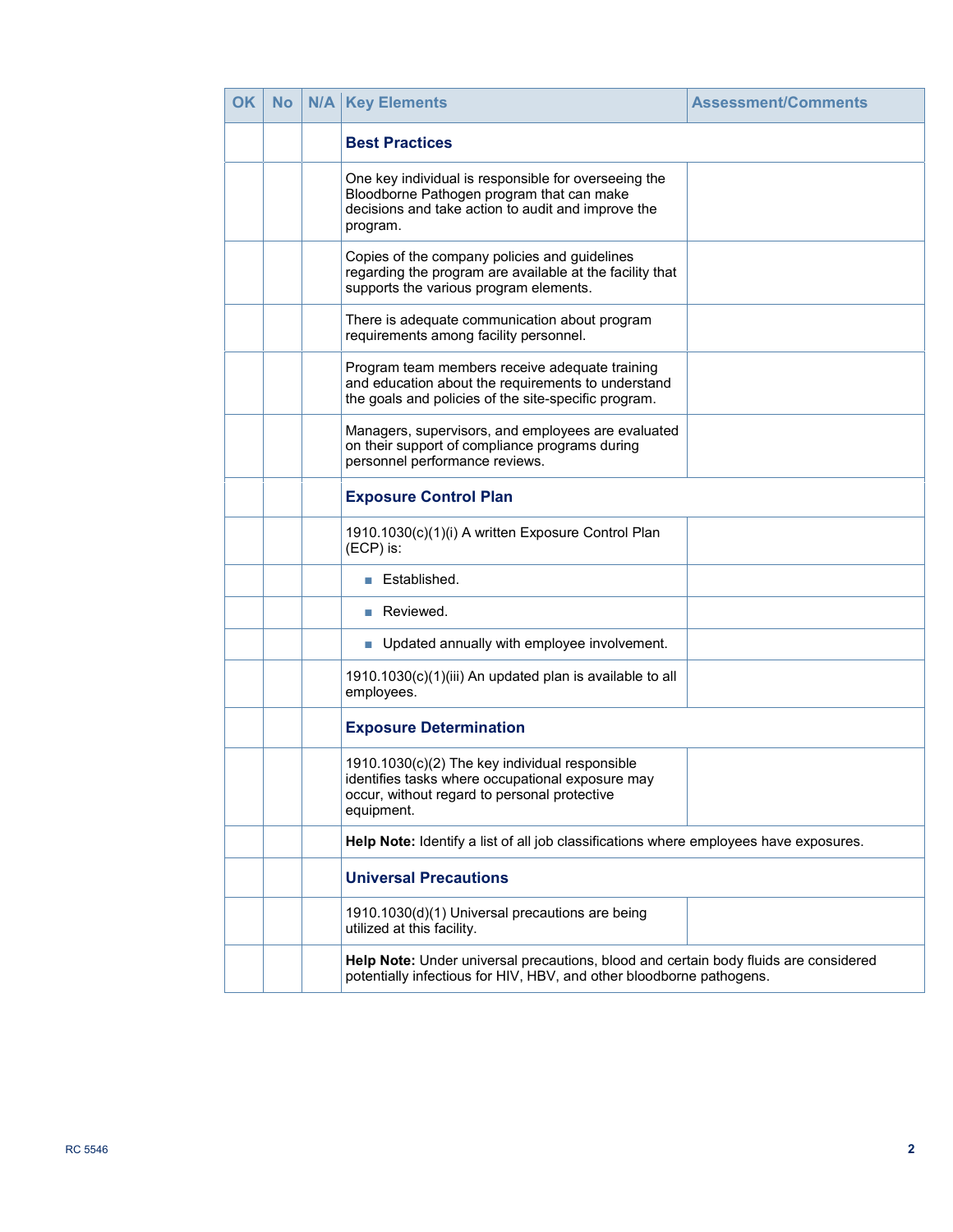| OK | No | N/A | Key Elements | Assessment/Comments |
|---|---|---|---|---|
| | | | **Best Practices** | |
| | | | One key individual is responsible for overseeing the Bloodborne Pathogen program that can make decisions and take action to audit and improve the program. | |
| | | | Copies of the company policies and guidelines regarding the program are available at the facility that supports the various program elements. | |
| | | | There is adequate communication about program requirements among facility personnel. | |
| | | | Program team members receive adequate training and education about the requirements to understand the goals and policies of the site-specific program. | |
| | | | Managers, supervisors, and employees are evaluated on their support of compliance programs during personnel performance reviews. | |
| | | | **Exposure Control Plan** | |
| | | | 1910.1030(c)(1)(i) A written Exposure Control Plan (ECP) is: | |
| | | | ■ Established. | |
| | | | ■ Reviewed. | |
| | | | ■ Updated annually with employee involvement. | |
| | | | 1910.1030(c)(1)(iii) An updated plan is available to all employees. | |
| | | | **Exposure Determination** | |
| | | | 1910.1030(c)(2) The key individual responsible identifies tasks where occupational exposure may occur, without regard to personal protective equipment. | |
| | | | **Help Note:** Identify a list of all job classifications where employees have exposures. | |
| | | | **Universal Precautions** | |
| | | | 1910.1030(d)(1) Universal precautions are being utilized at this facility. | |
| | | | **Help Note:** Under universal precautions, blood and certain body fluids are considered potentially infectious for HIV, HBV, and other bloodborne pathogens. | |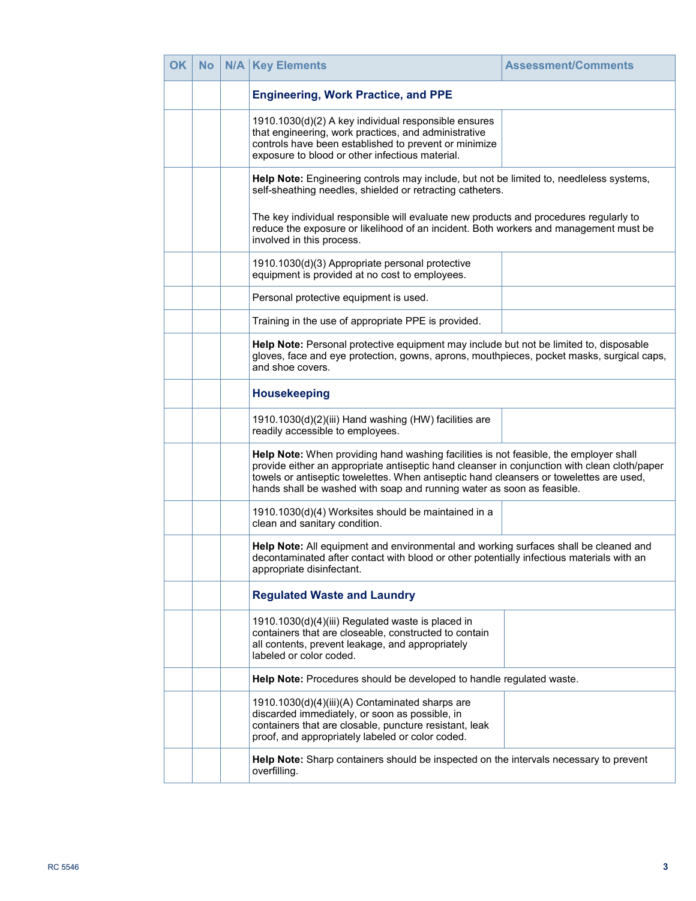| OK | No | N/A | Key Elements | Assessment/Comments |
|---|---|---|---|---|
| | | | **Engineering, Work Practice, and PPE** | |
| | | | 1910.1030(d)(2) A key individual responsible ensures that engineering, work practices, and administrative controls have been established to prevent or minimize exposure to blood or other infectious material. | |
| | | | **Help Note:** Engineering controls may include, but not be limited to, needleless systems, self-sheathing needles, shielded or retracting catheters.<br><br>The key individual responsible will evaluate new products and procedures regularly to reduce the exposure or likelihood of an incident. Both workers and management must be involved in this process. | |
| | | | 1910.1030(d)(3) Appropriate personal protective equipment is provided at no cost to employees. | |
| | | | Personal protective equipment is used. | |
| | | | Training in the use of appropriate PPE is provided. | |
| | | | **Help Note:** Personal protective equipment may include but not be limited to, disposable gloves, face and eye protection, gowns, aprons, mouthpieces, pocket masks, surgical caps, and shoe covers. | |
| | | | **Housekeeping** | |
| | | | 1910.1030(d)(2)(iii) Hand washing (HW) facilities are readily accessible to employees. | |
| | | | **Help Note:** When providing hand washing facilities is not feasible, the employer shall provide either an appropriate antiseptic hand cleanser in conjunction with clean cloth/paper towels or antiseptic towelettes. When antiseptic hand cleansers or towelettes are used, hands shall be washed with soap and running water as soon as feasible. | |
| | | | 1910.1030(d)(4) Worksites should be maintained in a clean and sanitary condition. | |
| | | | **Help Note:** All equipment and environmental and working surfaces shall be cleaned and decontaminated after contact with blood or other potentially infectious materials with an appropriate disinfectant. | |
| | | | **Regulated Waste and Laundry** | |
| | | | 1910.1030(d)(4)(iii) Regulated waste is placed in containers that are closeable, constructed to contain all contents, prevent leakage, and appropriately labeled or color coded. | |
| | | | **Help Note:** Procedures should be developed to handle regulated waste. | |
| | | | 1910.1030(d)(4)(iii)(A) Contaminated sharps are discarded immediately, or soon as possible, in containers that are closable, puncture resistant, leak proof, and appropriately labeled or color coded. | |
| | | | **Help Note:** Sharp containers should be inspected on the intervals necessary to prevent overfilling. | |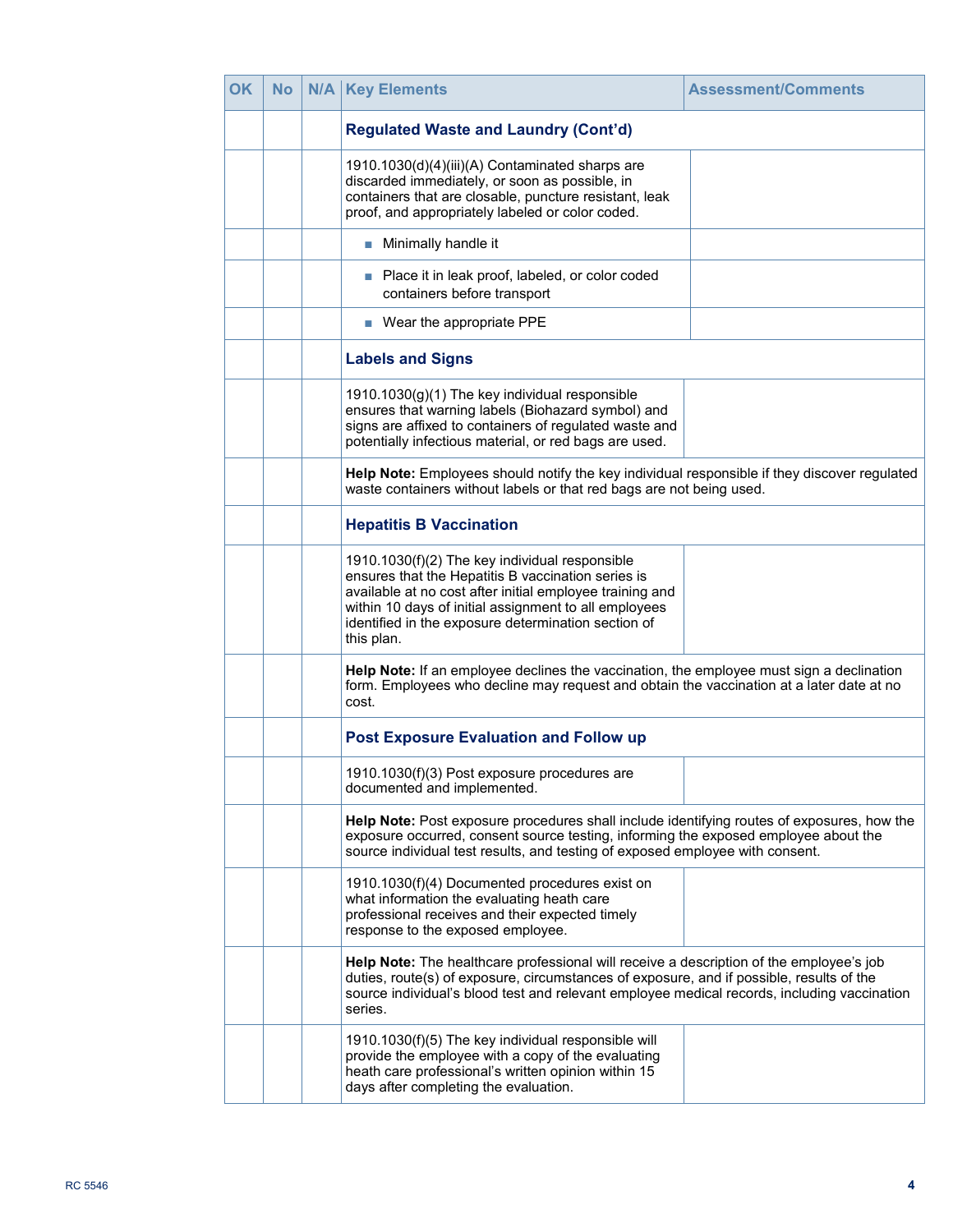| OK | No | N/A | Key Elements | Assessment/Comments |
|---|---|---|---|---|
| | | | **Regulated Waste and Laundry (Cont'd)** | |
| | | | 1910.1030(d)(4)(iii)(A) Contaminated sharps are discarded immediately, or soon as possible, in containers that are closable, puncture resistant, leak proof, and appropriately labeled or color coded. | |
| | | | ■ Minimally handle it | |
| | | | ■ Place it in leak proof, labeled, or color coded containers before transport | |
| | | | ■ Wear the appropriate PPE | |
| | | | **Labels and Signs** | |
| | | | 1910.1030(g)(1) The key individual responsible ensures that warning labels (Biohazard symbol) and signs are affixed to containers of regulated waste and potentially infectious material, or red bags are used. | |
| | | | **Help Note:** Employees should notify the key individual responsible if they discover regulated waste containers without labels or that red bags are not being used. | |
| | | | **Hepatitis B Vaccination** | |
| | | | 1910.1030(f)(2) The key individual responsible ensures that the Hepatitis B vaccination series is available at no cost after initial employee training and within 10 days of initial assignment to all employees identified in the exposure determination section of this plan. | |
| | | | **Help Note:** If an employee declines the vaccination, the employee must sign a declination form. Employees who decline may request and obtain the vaccination at a later date at no cost. | |
| | | | **Post Exposure Evaluation and Follow up** | |
| | | | 1910.1030(f)(3) Post exposure procedures are documented and implemented. | |
| | | | **Help Note:** Post exposure procedures shall include identifying routes of exposures, how the exposure occurred, consent source testing, informing the exposed employee about the source individual test results, and testing of exposed employee with consent. | |
| | | | 1910.1030(f)(4) Documented procedures exist on what information the evaluating heath care professional receives and their expected timely response to the exposed employee. | |
| | | | **Help Note:** The healthcare professional will receive a description of the employee's job duties, route(s) of exposure, circumstances of exposure, and if possible, results of the source individual's blood test and relevant employee medical records, including vaccination series. | |
| | | | 1910.1030(f)(5) The key individual responsible will provide the employee with a copy of the evaluating heath care professional's written opinion within 15 days after completing the evaluation. | |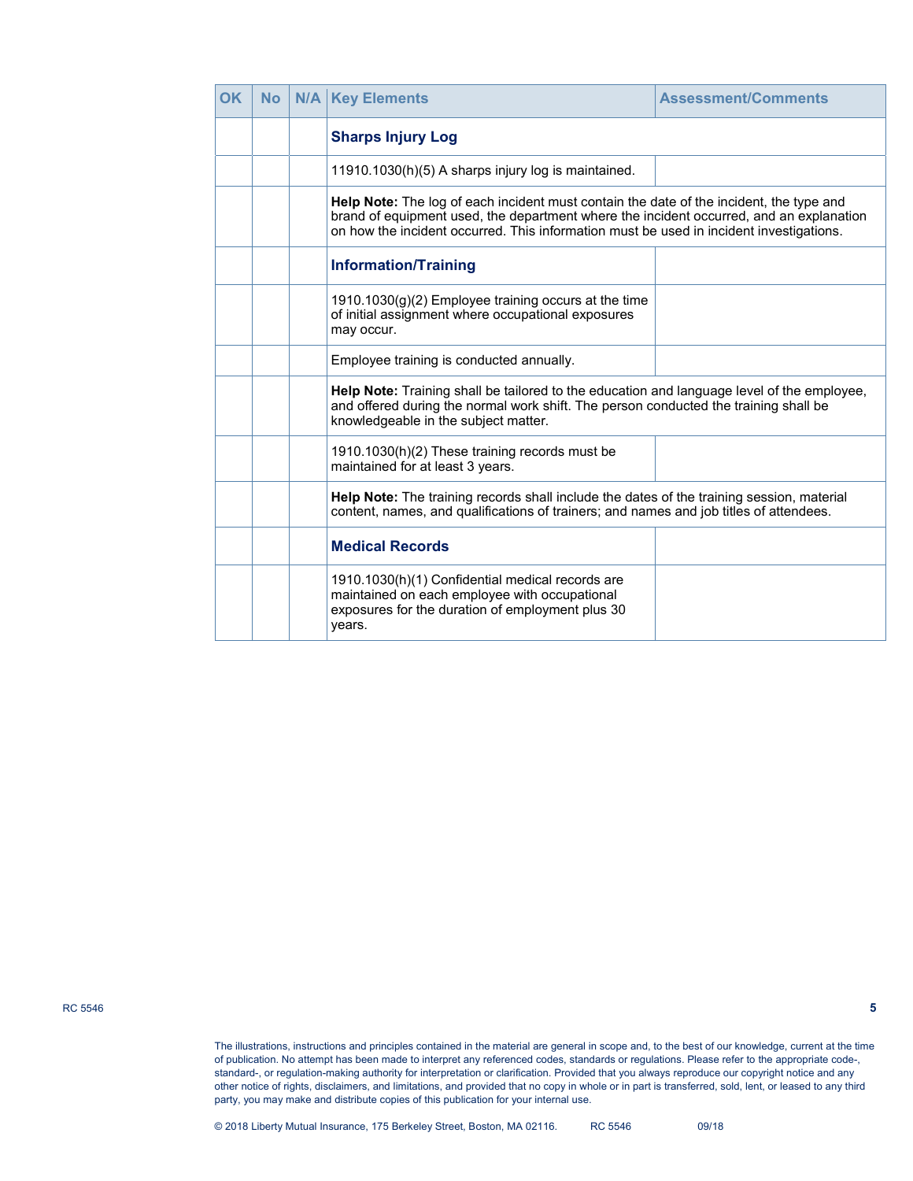| OK | No | N/A | Key Elements | Assessment/Comments |
|---|---|---|---|---|
| | | | **Sharps Injury Log** | |
| | | | 11910.1030(h)(5) A sharps injury log is maintained. | |
| | | | **Help Note:** The log of each incident must contain the date of the incident, the type and brand of equipment used, the department where the incident occurred, and an explanation on how the incident occurred. This information must be used in incident investigations. | |
| | | | **Information/Training** | |
| | | | 1910.1030(g)(2) Employee training occurs at the time of initial assignment where occupational exposures may occur. | |
| | | | Employee training is conducted annually. | |
| | | | **Help Note:** Training shall be tailored to the education and language level of the employee, and offered during the normal work shift. The person conducted the training shall be knowledgeable in the subject matter. | |
| | | | 1910.1030(h)(2) These training records must be maintained for at least 3 years. | |
| | | | **Help Note:** The training records shall include the dates of the training session, material content, names, and qualifications of trainers; and names and job titles of attendees. | |
| | | | **Medical Records** | |
| | | | 1910.1030(h)(1) Confidential medical records are maintained on each employee with occupational exposures for the duration of employment plus 30 years. | |

The illustrations, instructions and principles contained in the material are general in scope and, to the best of our knowledge, current at the time of publication. No attempt has been made to interpret any referenced codes, standards or regulations. Please refer to the appropriate code-, standard-, or regulation-making authority for interpretation or clarification. Provided that you always reproduce our copyright notice and any other notice of rights, disclaimers, and limitations, and provided that no copy in whole or in part is transferred, sold, lent, or leased to any third party, you may make and distribute copies of this publication for your internal use.

© 2018 Liberty Mutual Insurance, 175 Berkeley Street, Boston, MA 02116. RC 5546 09/18